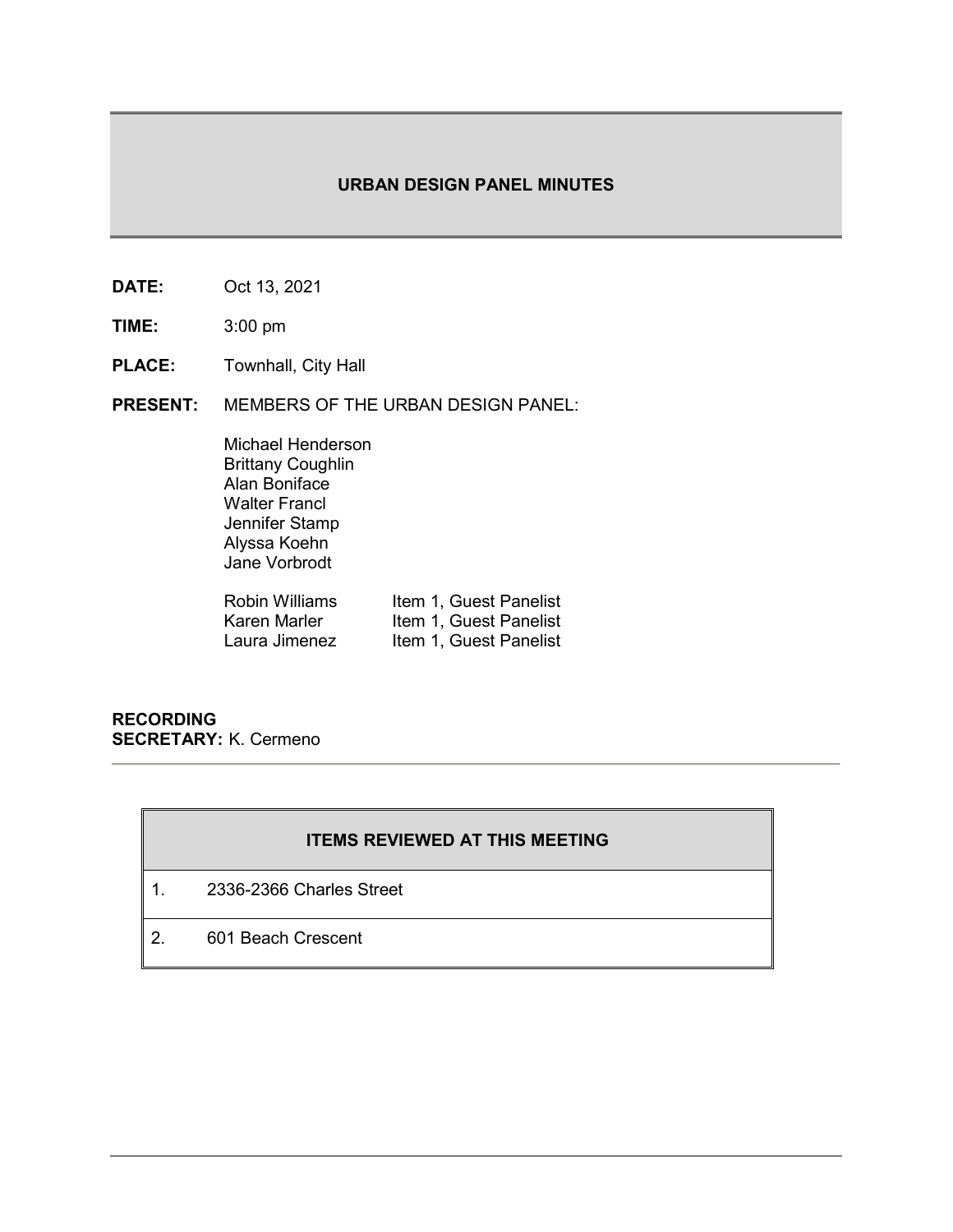# URBAN DESIGN PANEL MINUTES

**DATE:** Oct 13, 2021

**TIME:** 3:00 pm

**PLACE:** Townhall, City Hall

**PRESENT:** MEMBERS OF THE URBAN DESIGN PANEL:

Michael Henderson
Brittany Coughlin
Alan Boniface
Walter Francl
Jennifer Stamp
Alyssa Koehn
Jane Vorbrodt

Robin Williams — Item 1, Guest Panelist
Karen Marler — Item 1, Guest Panelist
Laura Jimenez — Item 1, Guest Panelist

**RECORDING SECRETARY:** K. Cermeno

| ITEMS REVIEWED AT THIS MEETING | |
|---|---|
| 1. | 2336-2366 Charles Street |
| 2. | 601 Beach Crescent |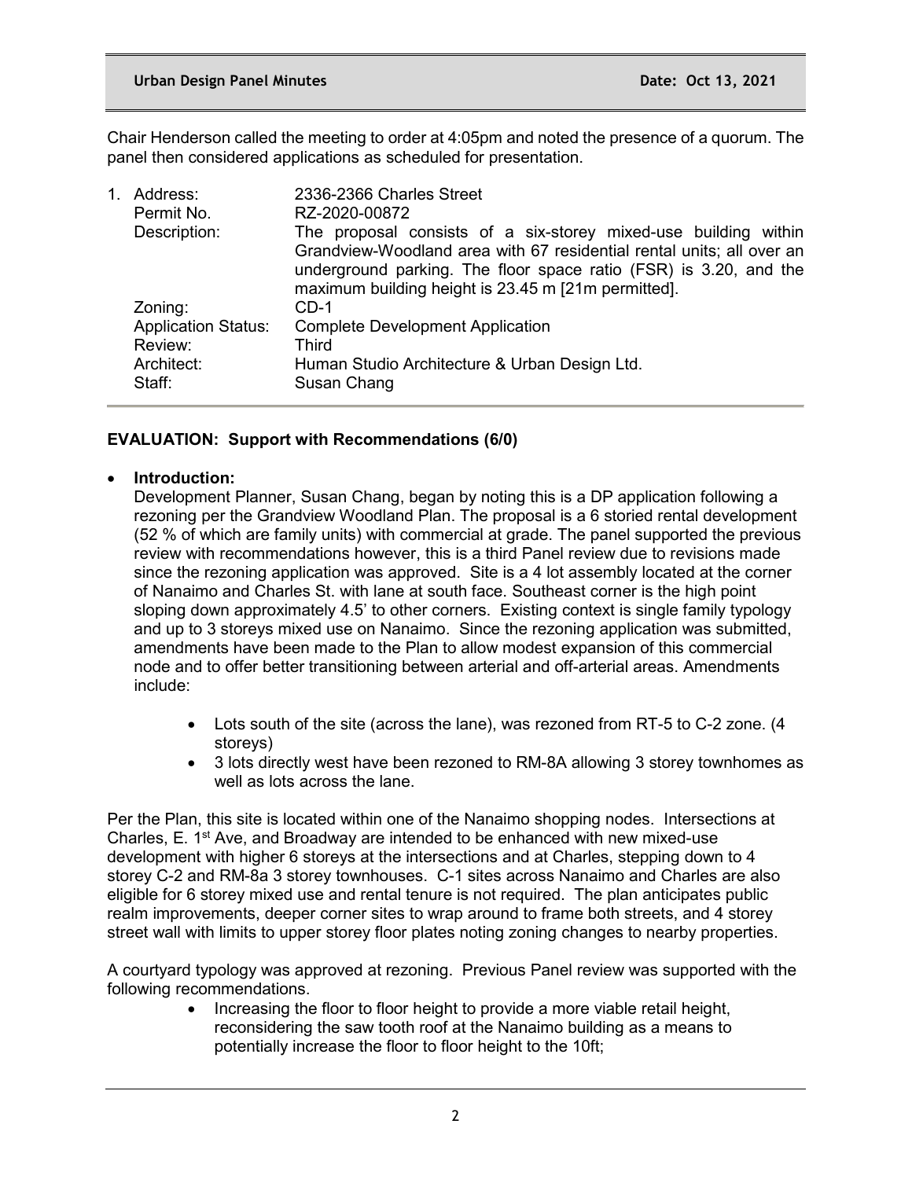Chair Henderson called the meeting to order at 4:05pm and noted the presence of a quorum. The panel then considered applications as scheduled for presentation.

1. | | |
---|---|---
Address: | 2336-2366 Charles Street
Permit No. | RZ-2020-00872
Description: | The proposal consists of a six-storey mixed-use building within Grandview-Woodland area with 67 residential rental units; all over an underground parking. The floor space ratio (FSR) is 3.20, and the maximum building height is 23.45 m [21m permitted].
Zoning: | CD-1
Application Status: | Complete Development Application
Review: | Third
Architect: | Human Studio Architecture & Urban Design Ltd.
Staff: | Susan Chang

**EVALUATION: Support with Recommendations (6/0)**

- **Introduction:**

  Development Planner, Susan Chang, began by noting this is a DP application following a rezoning per the Grandview Woodland Plan. The proposal is a 6 storied rental development (52 % of which are family units) with commercial at grade. The panel supported the previous review with recommendations however, this is a third Panel review due to revisions made since the rezoning application was approved. Site is a 4 lot assembly located at the corner of Nanaimo and Charles St. with lane at south face. Southeast corner is the high point sloping down approximately 4.5' to other corners. Existing context is single family typology and up to 3 storeys mixed use on Nanaimo. Since the rezoning application was submitted, amendments have been made to the Plan to allow modest expansion of this commercial node and to offer better transitioning between arterial and off-arterial areas. Amendments include:

  - Lots south of the site (across the lane), was rezoned from RT-5 to C-2 zone. (4 storeys)
  - 3 lots directly west have been rezoned to RM-8A allowing 3 storey townhomes as well as lots across the lane.

Per the Plan, this site is located within one of the Nanaimo shopping nodes. Intersections at Charles, E. 1st Ave, and Broadway are intended to be enhanced with new mixed-use development with higher 6 storeys at the intersections and at Charles, stepping down to 4 storey C-2 and RM-8a 3 storey townhouses. C-1 sites across Nanaimo and Charles are also eligible for 6 storey mixed use and rental tenure is not required. The plan anticipates public realm improvements, deeper corner sites to wrap around to frame both streets, and 4 storey street wall with limits to upper storey floor plates noting zoning changes to nearby properties.

A courtyard typology was approved at rezoning. Previous Panel review was supported with the following recommendations.

- Increasing the floor to floor height to provide a more viable retail height, reconsidering the saw tooth roof at the Nanaimo building as a means to potentially increase the floor to floor height to the 10ft;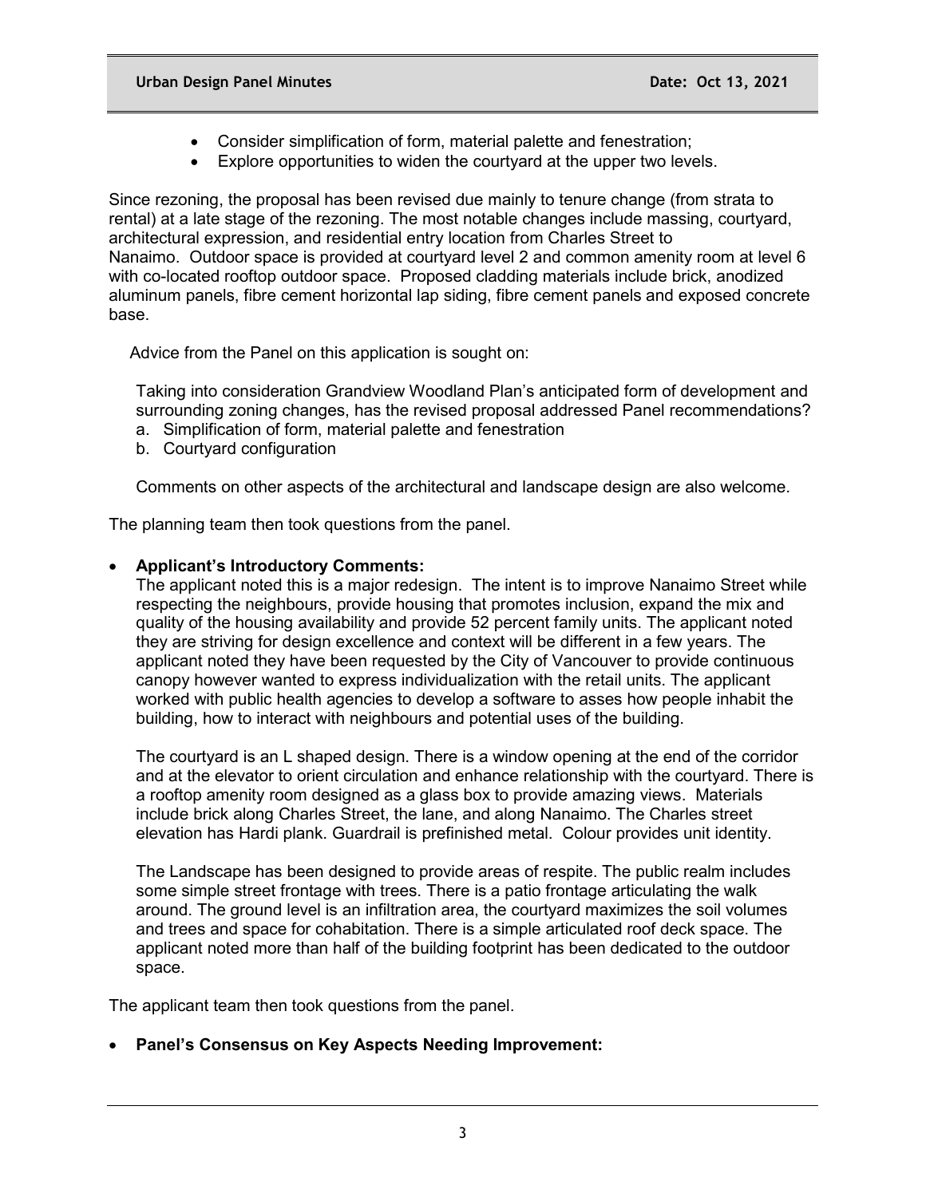- Consider simplification of form, material palette and fenestration;
- Explore opportunities to widen the courtyard at the upper two levels.

Since rezoning, the proposal has been revised due mainly to tenure change (from strata to rental) at a late stage of the rezoning. The most notable changes include massing, courtyard, architectural expression, and residential entry location from Charles Street to Nanaimo. Outdoor space is provided at courtyard level 2 and common amenity room at level 6 with co-located rooftop outdoor space. Proposed cladding materials include brick, anodized aluminum panels, fibre cement horizontal lap siding, fibre cement panels and exposed concrete base.

Advice from the Panel on this application is sought on:

Taking into consideration Grandview Woodland Plan's anticipated form of development and surrounding zoning changes, has the revised proposal addressed Panel recommendations?

a. Simplification of form, material palette and fenestration
b. Courtyard configuration

Comments on other aspects of the architectural and landscape design are also welcome.

The planning team then took questions from the panel.

- **Applicant's Introductory Comments:**

  The applicant noted this is a major redesign. The intent is to improve Nanaimo Street while respecting the neighbours, provide housing that promotes inclusion, expand the mix and quality of the housing availability and provide 52 percent family units. The applicant noted they are striving for design excellence and context will be different in a few years. The applicant noted they have been requested by the City of Vancouver to provide continuous canopy however wanted to express individualization with the retail units. The applicant worked with public health agencies to develop a software to asses how people inhabit the building, how to interact with neighbours and potential uses of the building.

  The courtyard is an L shaped design. There is a window opening at the end of the corridor and at the elevator to orient circulation and enhance relationship with the courtyard. There is a rooftop amenity room designed as a glass box to provide amazing views. Materials include brick along Charles Street, the lane, and along Nanaimo. The Charles street elevation has Hardi plank. Guardrail is prefinished metal. Colour provides unit identity.

  The Landscape has been designed to provide areas of respite. The public realm includes some simple street frontage with trees. There is a patio frontage articulating the walk around. The ground level is an infiltration area, the courtyard maximizes the soil volumes and trees and space for cohabitation. There is a simple articulated roof deck space. The applicant noted more than half of the building footprint has been dedicated to the outdoor space.

The applicant team then took questions from the panel.

- **Panel's Consensus on Key Aspects Needing Improvement:**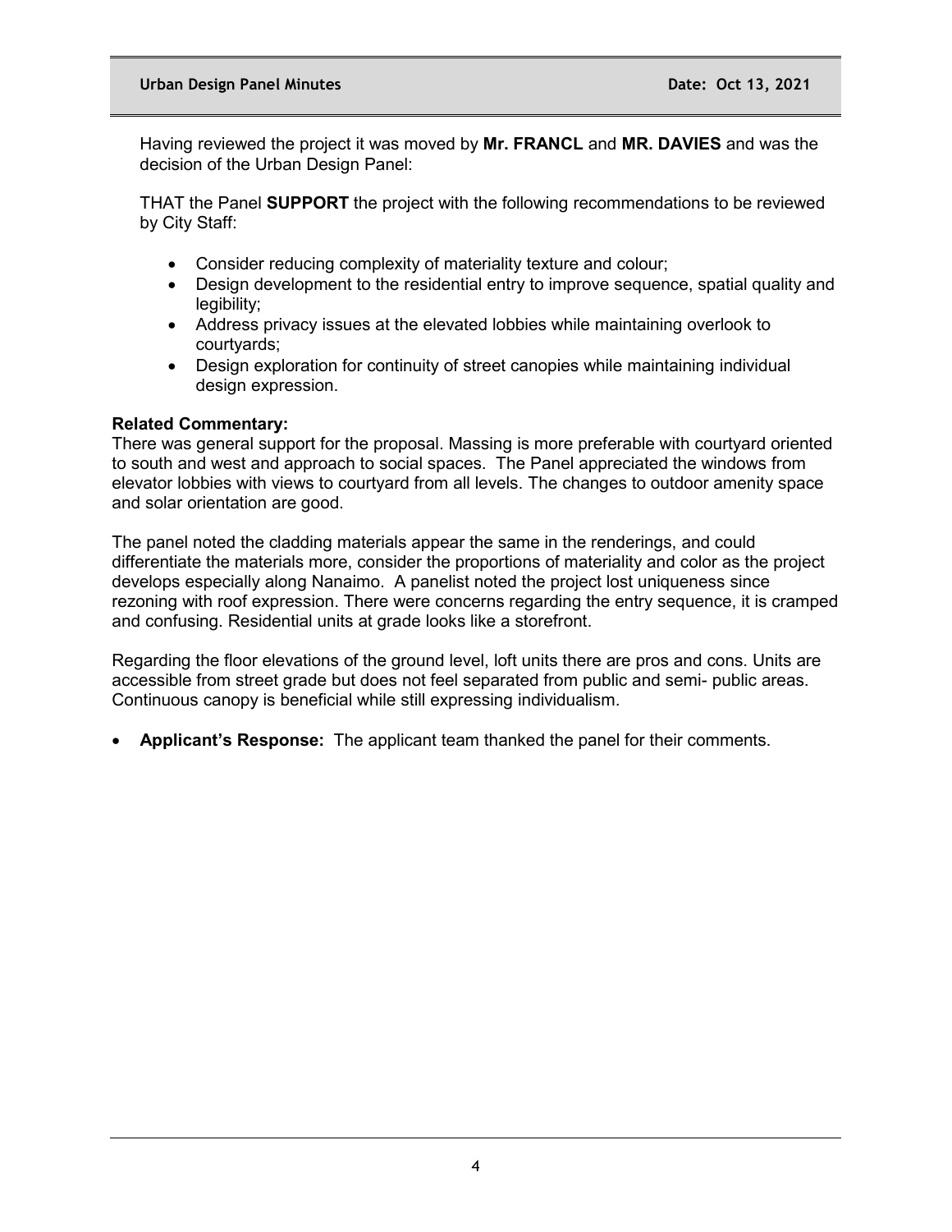Having reviewed the project it was moved by **Mr. FRANCL** and **MR. DAVIES** and was the decision of the Urban Design Panel:

THAT the Panel **SUPPORT** the project with the following recommendations to be reviewed by City Staff:

- Consider reducing complexity of materiality texture and colour;
- Design development to the residential entry to improve sequence, spatial quality and legibility;
- Address privacy issues at the elevated lobbies while maintaining overlook to courtyards;
- Design exploration for continuity of street canopies while maintaining individual design expression.

**Related Commentary:**
There was general support for the proposal. Massing is more preferable with courtyard oriented to south and west and approach to social spaces. The Panel appreciated the windows from elevator lobbies with views to courtyard from all levels. The changes to outdoor amenity space and solar orientation are good.

The panel noted the cladding materials appear the same in the renderings, and could differentiate the materials more, consider the proportions of materiality and color as the project develops especially along Nanaimo. A panelist noted the project lost uniqueness since rezoning with roof expression. There were concerns regarding the entry sequence, it is cramped and confusing. Residential units at grade looks like a storefront.

Regarding the floor elevations of the ground level, loft units there are pros and cons. Units are accessible from street grade but does not feel separated from public and semi- public areas. Continuous canopy is beneficial while still expressing individualism.

- **Applicant's Response:** The applicant team thanked the panel for their comments.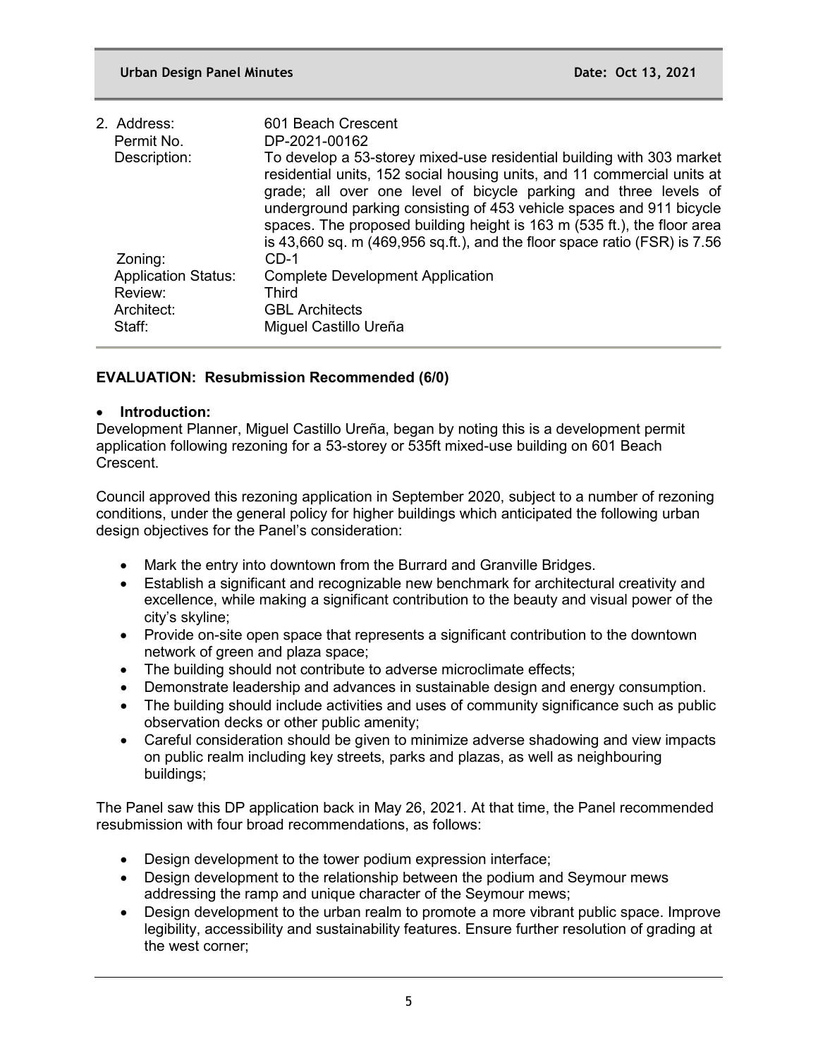| | |
|---|---|
| 2. Address: | 601 Beach Crescent |
| Permit No. | DP-2021-00162 |
| Description: | To develop a 53-storey mixed-use residential building with 303 market residential units, 152 social housing units, and 11 commercial units at grade; all over one level of bicycle parking and three levels of underground parking consisting of 453 vehicle spaces and 911 bicycle spaces. The proposed building height is 163 m (535 ft.), the floor area is 43,660 sq. m (469,956 sq.ft.), and the floor space ratio (FSR) is 7.56 |
| Zoning: | CD-1 |
| Application Status: | Complete Development Application |
| Review: | Third |
| Architect: | GBL Architects |
| Staff: | Miguel Castillo Ureña |

**EVALUATION: Resubmission Recommended (6/0)**

- **Introduction:**

Development Planner, Miguel Castillo Ureña, began by noting this is a development permit application following rezoning for a 53-storey or 535ft mixed-use building on 601 Beach Crescent.

Council approved this rezoning application in September 2020, subject to a number of rezoning conditions, under the general policy for higher buildings which anticipated the following urban design objectives for the Panel's consideration:

- Mark the entry into downtown from the Burrard and Granville Bridges.
- Establish a significant and recognizable new benchmark for architectural creativity and excellence, while making a significant contribution to the beauty and visual power of the city's skyline;
- Provide on-site open space that represents a significant contribution to the downtown network of green and plaza space;
- The building should not contribute to adverse microclimate effects;
- Demonstrate leadership and advances in sustainable design and energy consumption.
- The building should include activities and uses of community significance such as public observation decks or other public amenity;
- Careful consideration should be given to minimize adverse shadowing and view impacts on public realm including key streets, parks and plazas, as well as neighbouring buildings;

The Panel saw this DP application back in May 26, 2021. At that time, the Panel recommended resubmission with four broad recommendations, as follows:

- Design development to the tower podium expression interface;
- Design development to the relationship between the podium and Seymour mews addressing the ramp and unique character of the Seymour mews;
- Design development to the urban realm to promote a more vibrant public space. Improve legibility, accessibility and sustainability features. Ensure further resolution of grading at the west corner;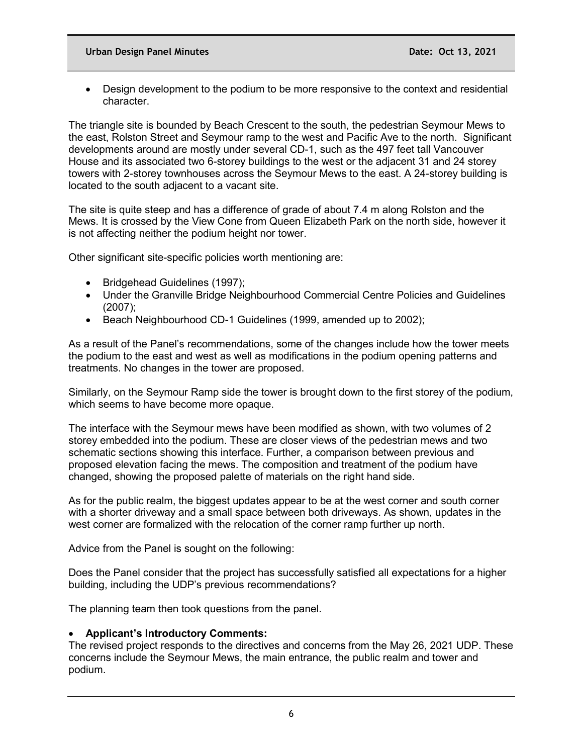- Design development to the podium to be more responsive to the context and residential character.

The triangle site is bounded by Beach Crescent to the south, the pedestrian Seymour Mews to the east, Rolston Street and Seymour ramp to the west and Pacific Ave to the north. Significant developments around are mostly under several CD-1, such as the 497 feet tall Vancouver House and its associated two 6-storey buildings to the west or the adjacent 31 and 24 storey towers with 2-storey townhouses across the Seymour Mews to the east. A 24-storey building is located to the south adjacent to a vacant site.

The site is quite steep and has a difference of grade of about 7.4 m along Rolston and the Mews. It is crossed by the View Cone from Queen Elizabeth Park on the north side, however it is not affecting neither the podium height nor tower.

Other significant site-specific policies worth mentioning are:

- Bridgehead Guidelines (1997);
- Under the Granville Bridge Neighbourhood Commercial Centre Policies and Guidelines (2007);
- Beach Neighbourhood CD-1 Guidelines (1999, amended up to 2002);

As a result of the Panel's recommendations, some of the changes include how the tower meets the podium to the east and west as well as modifications in the podium opening patterns and treatments. No changes in the tower are proposed.

Similarly, on the Seymour Ramp side the tower is brought down to the first storey of the podium, which seems to have become more opaque.

The interface with the Seymour mews have been modified as shown, with two volumes of 2 storey embedded into the podium. These are closer views of the pedestrian mews and two schematic sections showing this interface. Further, a comparison between previous and proposed elevation facing the mews. The composition and treatment of the podium have changed, showing the proposed palette of materials on the right hand side.

As for the public realm, the biggest updates appear to be at the west corner and south corner with a shorter driveway and a small space between both driveways. As shown, updates in the west corner are formalized with the relocation of the corner ramp further up north.

Advice from the Panel is sought on the following:

Does the Panel consider that the project has successfully satisfied all expectations for a higher building, including the UDP's previous recommendations?

The planning team then took questions from the panel.

- **Applicant's Introductory Comments:**

The revised project responds to the directives and concerns from the May 26, 2021 UDP. These concerns include the Seymour Mews, the main entrance, the public realm and tower and podium.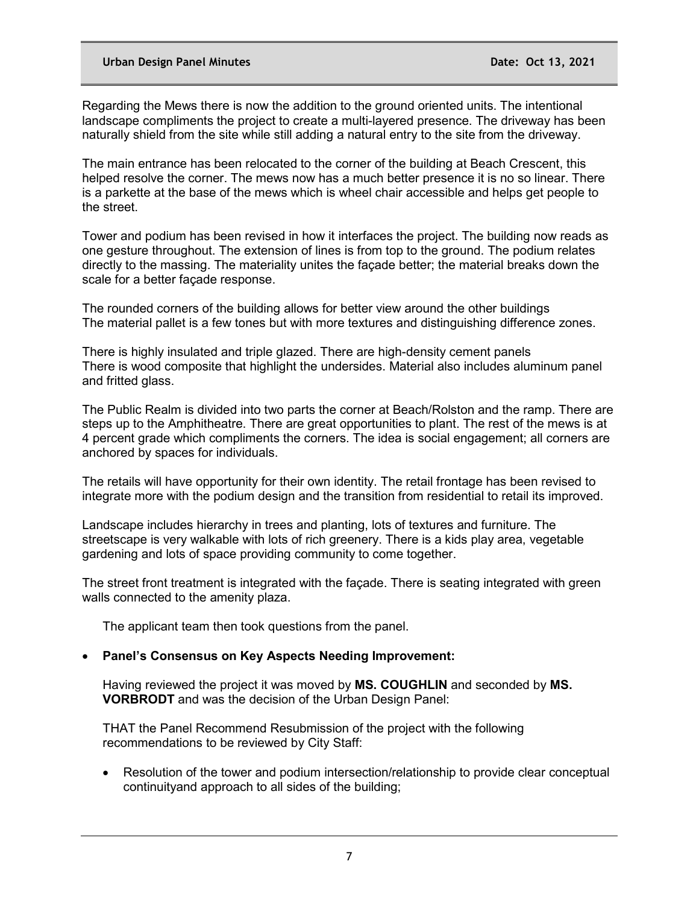Regarding the Mews there is now the addition to the ground oriented units. The intentional landscape compliments the project to create a multi-layered presence. The driveway has been naturally shield from the site while still adding a natural entry to the site from the driveway.

The main entrance has been relocated to the corner of the building at Beach Crescent, this helped resolve the corner. The mews now has a much better presence it is no so linear. There is a parkette at the base of the mews which is wheel chair accessible and helps get people to the street.

Tower and podium has been revised in how it interfaces the project. The building now reads as one gesture throughout. The extension of lines is from top to the ground. The podium relates directly to the massing. The materiality unites the façade better; the material breaks down the scale for a better façade response.

The rounded corners of the building allows for better view around the other buildings
The material pallet is a few tones but with more textures and distinguishing difference zones.

There is highly insulated and triple glazed. There are high-density cement panels
There is wood composite that highlight the undersides. Material also includes aluminum panel and fritted glass.

The Public Realm is divided into two parts the corner at Beach/Rolston and the ramp. There are steps up to the Amphitheatre. There are great opportunities to plant. The rest of the mews is at 4 percent grade which compliments the corners. The idea is social engagement; all corners are anchored by spaces for individuals.

The retails will have opportunity for their own identity. The retail frontage has been revised to integrate more with the podium design and the transition from residential to retail its improved.

Landscape includes hierarchy in trees and planting, lots of textures and furniture. The streetscape is very walkable with lots of rich greenery. There is a kids play area, vegetable gardening and lots of space providing community to come together.

The street front treatment is integrated with the façade. There is seating integrated with green walls connected to the amenity plaza.

The applicant team then took questions from the panel.

- **Panel's Consensus on Key Aspects Needing Improvement:**

  Having reviewed the project it was moved by **MS. COUGHLIN** and seconded by **MS. VORBRODT** and was the decision of the Urban Design Panel:

  THAT the Panel Recommend Resubmission of the project with the following recommendations to be reviewed by City Staff:

  - Resolution of the tower and podium intersection/relationship to provide clear conceptual continuityand approach to all sides of the building;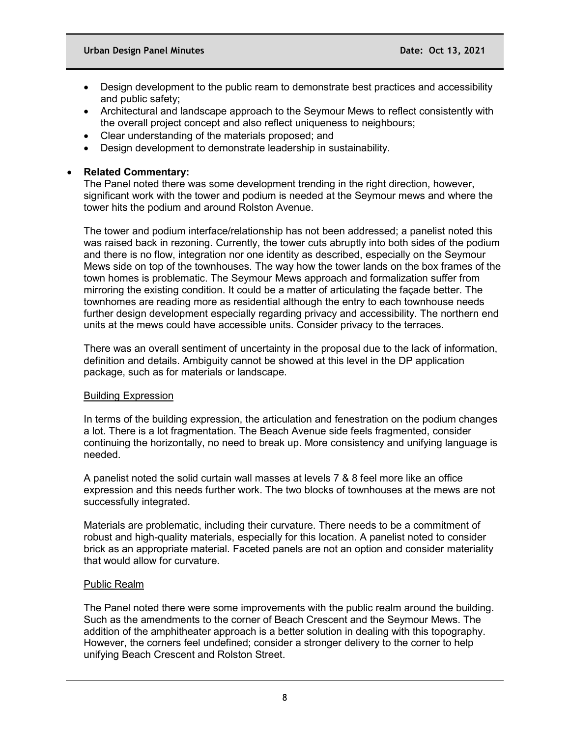- Design development to the public ream to demonstrate best practices and accessibility and public safety;
- Architectural and landscape approach to the Seymour Mews to reflect consistently with the overall project concept and also reflect uniqueness to neighbours;
- Clear understanding of the materials proposed; and
- Design development to demonstrate leadership in sustainability.

- **Related Commentary:**

  The Panel noted there was some development trending in the right direction, however, significant work with the tower and podium is needed at the Seymour mews and where the tower hits the podium and around Rolston Avenue.

  The tower and podium interface/relationship has not been addressed; a panelist noted this was raised back in rezoning. Currently, the tower cuts abruptly into both sides of the podium and there is no flow, integration nor one identity as described, especially on the Seymour Mews side on top of the townhouses. The way how the tower lands on the box frames of the town homes is problematic. The Seymour Mews approach and formalization suffer from mirroring the existing condition. It could be a matter of articulating the façade better. The townhomes are reading more as residential although the entry to each townhouse needs further design development especially regarding privacy and accessibility. The northern end units at the mews could have accessible units. Consider privacy to the terraces.

  There was an overall sentiment of uncertainty in the proposal due to the lack of information, definition and details. Ambiguity cannot be showed at this level in the DP application package, such as for materials or landscape.

  Building Expression

  In terms of the building expression, the articulation and fenestration on the podium changes a lot. There is a lot fragmentation. The Beach Avenue side feels fragmented, consider continuing the horizontally, no need to break up. More consistency and unifying language is needed.

  A panelist noted the solid curtain wall masses at levels 7 & 8 feel more like an office expression and this needs further work. The two blocks of townhouses at the mews are not successfully integrated.

  Materials are problematic, including their curvature. There needs to be a commitment of robust and high-quality materials, especially for this location. A panelist noted to consider brick as an appropriate material. Faceted panels are not an option and consider materiality that would allow for curvature.

  Public Realm

  The Panel noted there were some improvements with the public realm around the building. Such as the amendments to the corner of Beach Crescent and the Seymour Mews. The addition of the amphitheater approach is a better solution in dealing with this topography. However, the corners feel undefined; consider a stronger delivery to the corner to help unifying Beach Crescent and Rolston Street.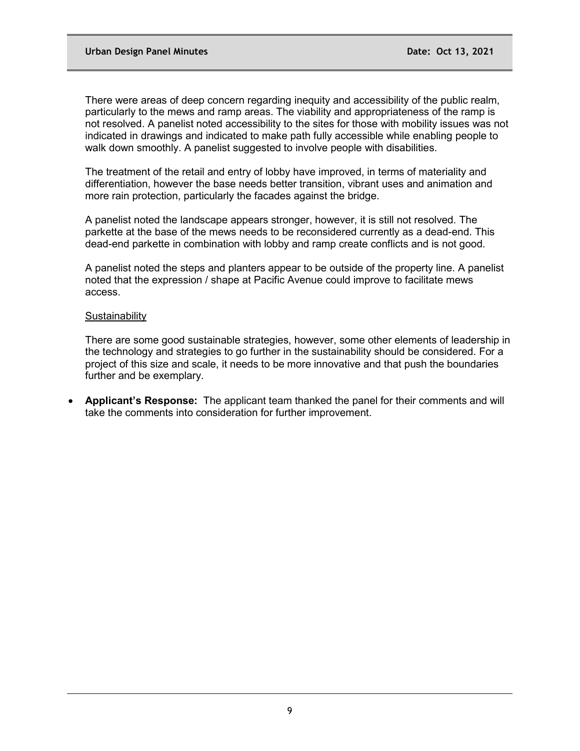There were areas of deep concern regarding inequity and accessibility of the public realm, particularly to the mews and ramp areas. The viability and appropriateness of the ramp is not resolved. A panelist noted accessibility to the sites for those with mobility issues was not indicated in drawings and indicated to make path fully accessible while enabling people to walk down smoothly. A panelist suggested to involve people with disabilities.

The treatment of the retail and entry of lobby have improved, in terms of materiality and differentiation, however the base needs better transition, vibrant uses and animation and more rain protection, particularly the facades against the bridge.

A panelist noted the landscape appears stronger, however, it is still not resolved. The parkette at the base of the mews needs to be reconsidered currently as a dead-end. This dead-end parkette in combination with lobby and ramp create conflicts and is not good.

A panelist noted the steps and planters appear to be outside of the property line. A panelist noted that the expression / shape at Pacific Avenue could improve to facilitate mews access.

<u>Sustainability</u>

There are some good sustainable strategies, however, some other elements of leadership in the technology and strategies to go further in the sustainability should be considered. For a project of this size and scale, it needs to be more innovative and that push the boundaries further and be exemplary.

- **Applicant's Response:** The applicant team thanked the panel for their comments and will take the comments into consideration for further improvement.